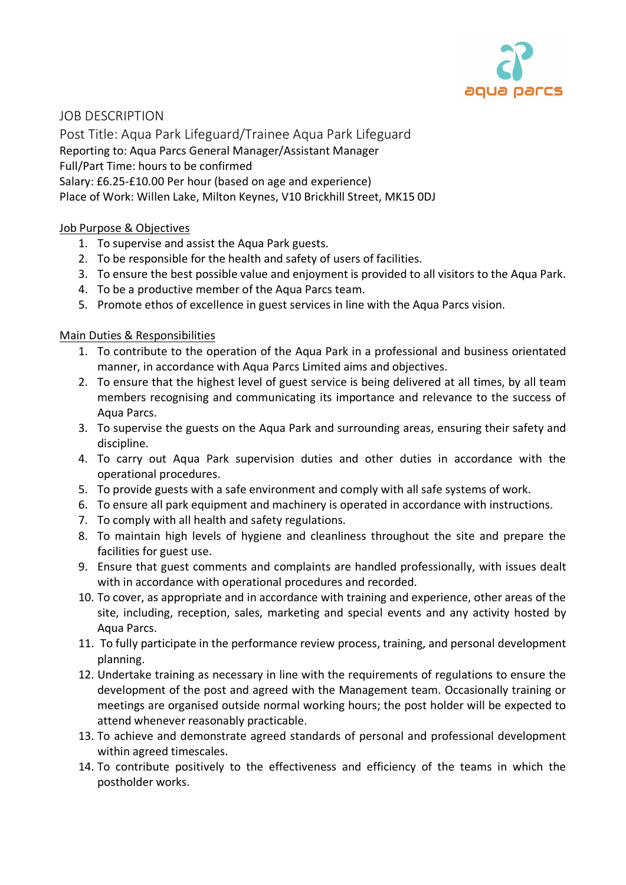aqua parcs

# JOB DESCRIPTION

## Post Title: Aqua Park Lifeguard/Trainee Aqua Park Lifeguard

Reporting to: Aqua Parcs General Manager/Assistant Manager
Full/Part Time: hours to be confirmed
Salary: £6.25-£10.00 Per hour (based on age and experience)
Place of Work: Willen Lake, Milton Keynes, V10 Brickhill Street, MK15 0DJ

### Job Purpose & Objectives

1. To supervise and assist the Aqua Park guests.
2. To be responsible for the health and safety of users of facilities.
3. To ensure the best possible value and enjoyment is provided to all visitors to the Aqua Park.
4. To be a productive member of the Aqua Parcs team.
5. Promote ethos of excellence in guest services in line with the Aqua Parcs vision.

### Main Duties & Responsibilities

1. To contribute to the operation of the Aqua Park in a professional and business orientated manner, in accordance with Aqua Parcs Limited aims and objectives.
2. To ensure that the highest level of guest service is being delivered at all times, by all team members recognising and communicating its importance and relevance to the success of Aqua Parcs.
3. To supervise the guests on the Aqua Park and surrounding areas, ensuring their safety and discipline.
4. To carry out Aqua Park supervision duties and other duties in accordance with the operational procedures.
5. To provide guests with a safe environment and comply with all safe systems of work.
6. To ensure all park equipment and machinery is operated in accordance with instructions.
7. To comply with all health and safety regulations.
8. To maintain high levels of hygiene and cleanliness throughout the site and prepare the facilities for guest use.
9. Ensure that guest comments and complaints are handled professionally, with issues dealt with in accordance with operational procedures and recorded.
10. To cover, as appropriate and in accordance with training and experience, other areas of the site, including, reception, sales, marketing and special events and any activity hosted by Aqua Parcs.
11. To fully participate in the performance review process, training, and personal development planning.
12. Undertake training as necessary in line with the requirements of regulations to ensure the development of the post and agreed with the Management team. Occasionally training or meetings are organised outside normal working hours; the post holder will be expected to attend whenever reasonably practicable.
13. To achieve and demonstrate agreed standards of personal and professional development within agreed timescales.
14. To contribute positively to the effectiveness and efficiency of the teams in which the postholder works.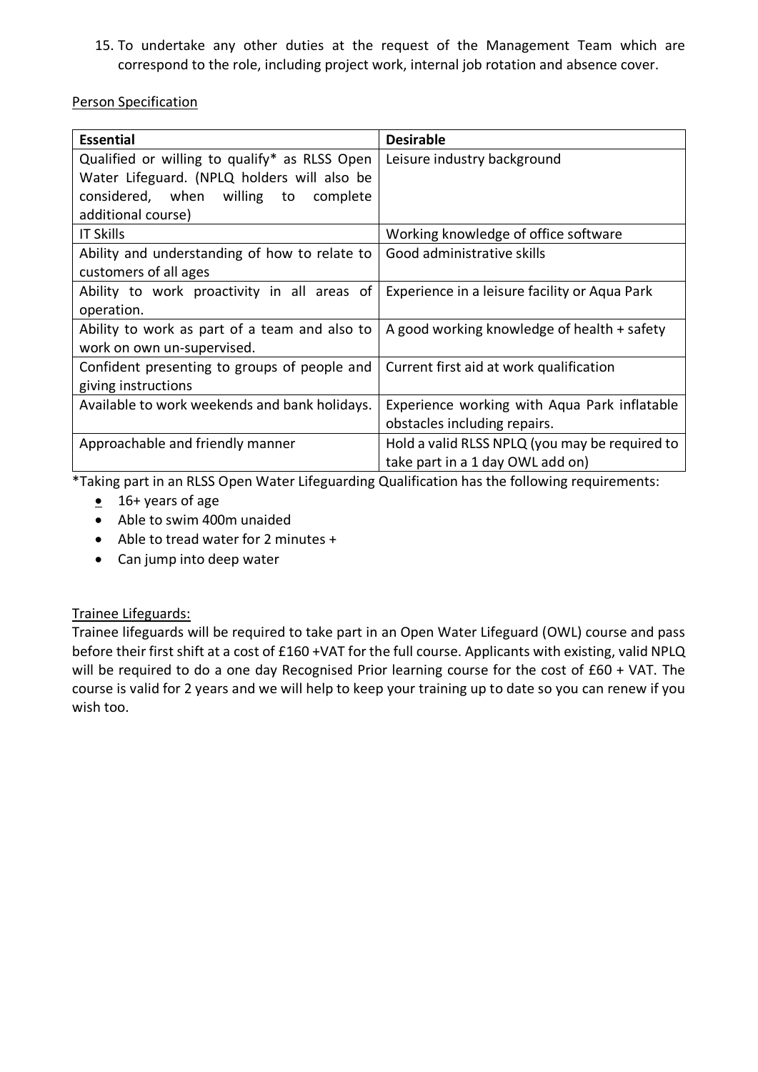15. To undertake any other duties at the request of the Management Team which are correspond to the role, including project work, internal job rotation and absence cover.

Person Specification

| Essential | Desirable |
| --- | --- |
| Qualified or willing to qualify* as RLSS Open Water Lifeguard. (NPLQ holders will also be considered, when willing to complete additional course) | Leisure industry background |
| IT Skills | Working knowledge of office software |
| Ability and understanding of how to relate to customers of all ages | Good administrative skills |
| Ability to work proactivity in all areas of operation. | Experience in a leisure facility or Aqua Park |
| Ability to work as part of a team and also to work on own un-supervised. | A good working knowledge of health + safety |
| Confident presenting to groups of people and giving instructions | Current first aid at work qualification |
| Available to work weekends and bank holidays. | Experience working with Aqua Park inflatable obstacles including repairs. |
| Approachable and friendly manner | Hold a valid RLSS NPLQ (you may be required to take part in a 1 day OWL add on) |

*Taking part in an RLSS Open Water Lifeguarding Qualification has the following requirements:

- 16+ years of age
- Able to swim 400m unaided
- Able to tread water for 2 minutes +
- Can jump into deep water

Trainee Lifeguards:

Trainee lifeguards will be required to take part in an Open Water Lifeguard (OWL) course and pass before their first shift at a cost of £160 +VAT for the full course. Applicants with existing, valid NPLQ will be required to do a one day Recognised Prior learning course for the cost of £60 + VAT. The course is valid for 2 years and we will help to keep your training up to date so you can renew if you wish too.